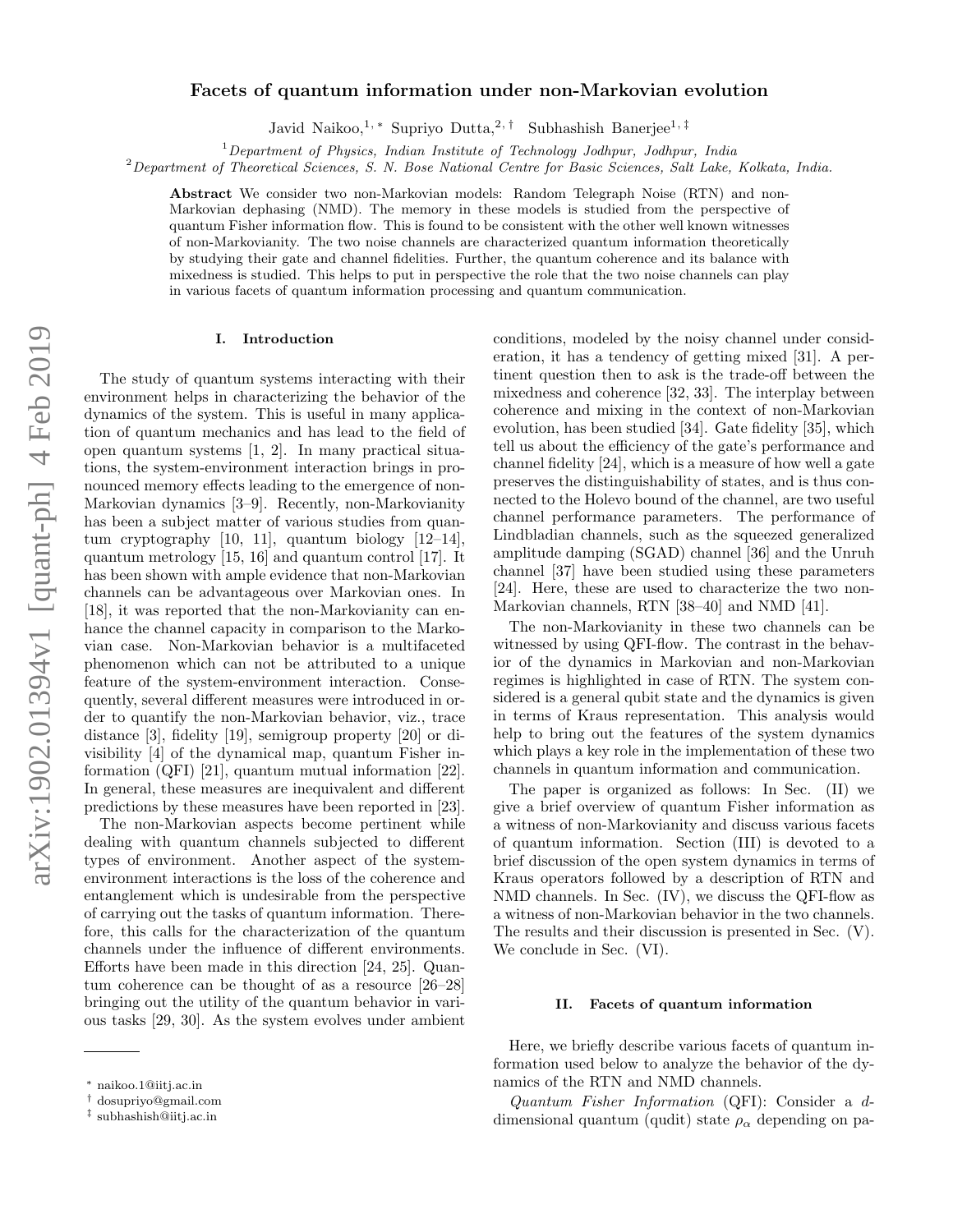# Facets of quantum information under non-Markovian evolution

Javid Naikoo,[1,*] Supriyo Dutta,[2,†] Subhashish Banerjee[1,‡]

[1] *Department of Physics, Indian Institute of Technology Jodhpur, Jodhpur, India*
[2] *Department of Theoretical Sciences, S. N. Bose National Centre for Basic Sciences, Salt Lake, Kolkata, India.*

**Abstract** We consider two non-Markovian models: Random Telegraph Noise (RTN) and non-Markovian dephasing (NMD). The memory in these models is studied from the perspective of quantum Fisher information flow. This is found to be consistent with the other well known witnesses of non-Markovianity. The two noise channels are characterized quantum information theoretically by studying their gate and channel fidelities. Further, the quantum coherence and its balance with mixedness is studied. This helps to put in perspective the role that the two noise channels can play in various facets of quantum information processing and quantum communication.

## I. Introduction

The study of quantum systems interacting with their environment helps in characterizing the behavior of the dynamics of the system. This is useful in many application of quantum mechanics and has lead to the field of open quantum systems [1, 2]. In many practical situations, the system-environment interaction brings in pronounced memory effects leading to the emergence of non-Markovian dynamics [3–9]. Recently, non-Markovianity has been a subject matter of various studies from quantum cryptography [10, 11], quantum biology [12–14], quantum metrology [15, 16] and quantum control [17]. It has been shown with ample evidence that non-Markovian channels can be advantageous over Markovian ones. In [18], it was reported that the non-Markovianity can enhance the channel capacity in comparison to the Markovian case. Non-Markovian behavior is a multifaceted phenomenon which can not be attributed to a unique feature of the system-environment interaction. Consequently, several different measures were introduced in order to quantify the non-Markovian behavior, viz., trace distance [3], fidelity [19], semigroup property [20] or divisibility [4] of the dynamical map, quantum Fisher information (QFI) [21], quantum mutual information [22]. In general, these measures are inequivalent and different predictions by these measures have been reported in [23].

The non-Markovian aspects become pertinent while dealing with quantum channels subjected to different types of environment. Another aspect of the system-environment interactions is the loss of the coherence and entanglement which is undesirable from the perspective of carrying out the tasks of quantum information. Therefore, this calls for the characterization of the quantum channels under the influence of different environments. Efforts have been made in this direction [24, 25]. Quantum coherence can be thought of as a resource [26–28] bringing out the utility of the quantum behavior in various tasks [29, 30]. As the system evolves under ambient conditions, modeled by the noisy channel under consideration, it has a tendency of getting mixed [31]. A pertinent question then to ask is the trade-off between the mixedness and coherence [32, 33]. The interplay between coherence and mixing in the context of non-Markovian evolution, has been studied [34]. Gate fidelity [35], which tell us about the efficiency of the gate's performance and channel fidelity [24], which is a measure of how well a gate preserves the distinguishability of states, and is thus connected to the Holevo bound of the channel, are two useful channel performance parameters. The performance of Lindbladian channels, such as the squeezed generalized amplitude damping (SGAD) channel [36] and the Unruh channel [37] have been studied using these parameters [24]. Here, these are used to characterize the two non-Markovian channels, RTN [38–40] and NMD [41].

The non-Markovianity in these two channels can be witnessed by using QFI-flow. The contrast in the behavior of the dynamics in Markovian and non-Markovian regimes is highlighted in case of RTN. The system considered is a general qubit state and the dynamics is given in terms of Kraus representation. This analysis would help to bring out the features of the system dynamics which plays a key role in the implementation of these two channels in quantum information and communication.

The paper is organized as follows: In Sec. (II) we give a brief overview of quantum Fisher information as a witness of non-Markovianity and discuss various facets of quantum information. Section (III) is devoted to a brief discussion of the open system dynamics in terms of Kraus operators followed by a description of RTN and NMD channels. In Sec. (IV), we discuss the QFI-flow as a witness of non-Markovian behavior in the two channels. The results and their discussion is presented in Sec. (V). We conclude in Sec. (VI).

## II. Facets of quantum information

Here, we briefly describe various facets of quantum information used below to analyze the behavior of the dynamics of the RTN and NMD channels.

*Quantum Fisher Information* (QFI): Consider a $d$-dimensional quantum (qudit) state $\rho_\alpha$ depending on pa-

---

* naikoo.1@iitj.ac.in
† dosupriyo@gmail.com
‡ subhashish@iitj.ac.in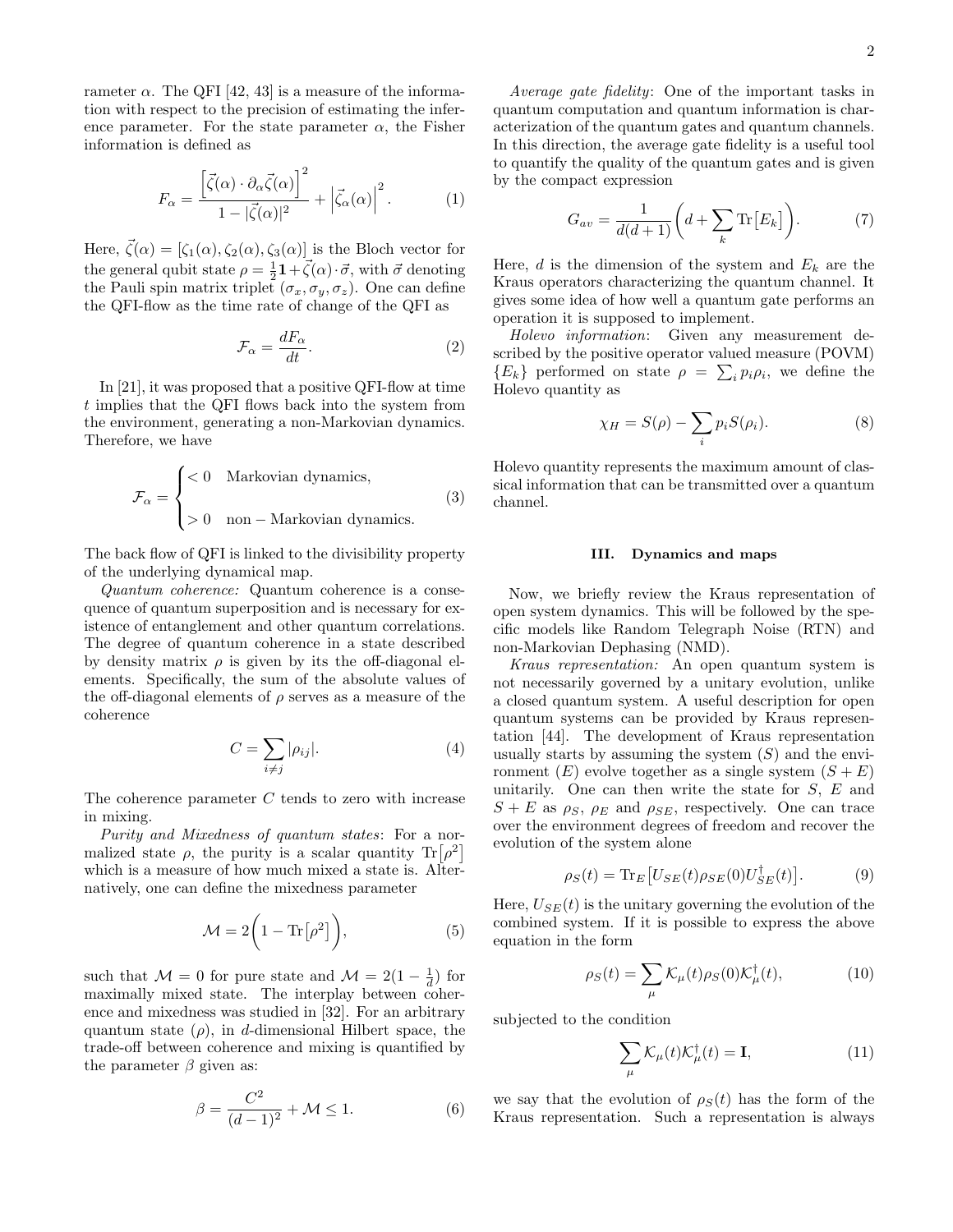rameter $\alpha$. The QFI [42, 43] is a measure of the information with respect to the precision of estimating the inference parameter. For the state parameter $\alpha$, the Fisher information is defined as

$$F_\alpha = \frac{\Big[\vec{\zeta}(\alpha)\cdot\partial_\alpha\vec{\zeta}(\alpha)\Big]^2}{1-|\vec{\zeta}(\alpha)|^2} + \Big|\vec{\zeta}_\alpha(\alpha)\Big|^2. \tag{1}$$

Here, $\vec{\zeta}(\alpha) = [\zeta_1(\alpha), \zeta_2(\alpha), \zeta_3(\alpha)]$ is the Bloch vector for the general qubit state $\rho = \frac{1}{2}\mathbf{1} + \vec{\zeta}(\alpha)\cdot\vec{\sigma}$, with $\vec{\sigma}$ denoting the Pauli spin matrix triplet $(\sigma_x, \sigma_y, \sigma_z)$. One can define the QFI-flow as the time rate of change of the QFI as

$$\mathcal{F}_\alpha = \frac{dF_\alpha}{dt}. \tag{2}$$

In [21], it was proposed that a positive QFI-flow at time $t$ implies that the QFI flows back into the system from the environment, generating a non-Markovian dynamics. Therefore, we have

$$\mathcal{F}_\alpha = \begin{cases} < 0 & \text{Markovian dynamics}, \\ \\ > 0 & \text{non}-\text{Markovian dynamics}. \end{cases} \tag{3}$$

The back flow of QFI is linked to the divisibility property of the underlying dynamical map.

*Quantum coherence:* Quantum coherence is a consequence of quantum superposition and is necessary for existence of entanglement and other quantum correlations. The degree of quantum coherence in a state described by density matrix $\rho$ is given by its the off-diagonal elements. Specifically, the sum of the absolute values of the off-diagonal elements of $\rho$ serves as a measure of the coherence

$$C = \sum_{i\neq j}|\rho_{ij}|. \tag{4}$$

The coherence parameter $C$ tends to zero with increase in mixing.

*Purity and Mixedness of quantum states*: For a normalized state $\rho$, the purity is a scalar quantity $\mathrm{Tr}\big[\rho^2\big]$ which is a measure of how much mixed a state is. Alternatively, one can define the mixedness parameter

$$\mathcal{M} = 2\bigg(1 - \mathrm{Tr}\big[\rho^2\big]\bigg), \tag{5}$$

such that $\mathcal{M} = 0$ for pure state and $\mathcal{M} = 2(1 - \frac{1}{d})$ for maximally mixed state. The interplay between coherence and mixedness was studied in [32]. For an arbitrary quantum state ($\rho$), in $d$-dimensional Hilbert space, the trade-off between coherence and mixing is quantified by the parameter $\beta$ given as:

$$\beta = \frac{C^2}{(d-1)^2} + \mathcal{M} \leq 1. \tag{6}$$

*Average gate fidelity*: One of the important tasks in quantum computation and quantum information is characterization of the quantum gates and quantum channels. In this direction, the average gate fidelity is a useful tool to quantify the quality of the quantum gates and is given by the compact expression

$$G_{av} = \frac{1}{d(d+1)}\bigg(d + \sum_k \mathrm{Tr}\big[E_k\big]\bigg). \tag{7}$$

Here, $d$ is the dimension of the system and $E_k$ are the Kraus operators characterizing the quantum channel. It gives some idea of how well a quantum gate performs an operation it is supposed to implement.

*Holevo information*: Given any measurement described by the positive operator valued measure (POVM) $\{E_k\}$ performed on state $\rho = \sum_i p_i\rho_i$, we define the Holevo quantity as

$$\chi_H = S(\rho) - \sum_i p_i S(\rho_i). \tag{8}$$

Holevo quantity represents the maximum amount of classical information that can be transmitted over a quantum channel.

## III. Dynamics and maps

Now, we briefly review the Kraus representation of open system dynamics. This will be followed by the specific models like Random Telegraph Noise (RTN) and non-Markovian Dephasing (NMD).

*Kraus representation:* An open quantum system is not necessarily governed by a unitary evolution, unlike a closed quantum system. A useful description for open quantum systems can be provided by Kraus representation [44]. The development of Kraus representation usually starts by assuming the system ($S$) and the environment ($E$) evolve together as a single system ($S+E$) unitarily. One can then write the state for $S$, $E$ and $S+E$ as $\rho_S$, $\rho_E$ and $\rho_{SE}$, respectively. One can trace over the environment degrees of freedom and recover the evolution of the system alone

$$\rho_S(t) = \mathrm{Tr}_E\big[U_{SE}(t)\rho_{SE}(0)U_{SE}^\dagger(t)\big]. \tag{9}$$

Here, $U_{SE}(t)$ is the unitary governing the evolution of the combined system. If it is possible to express the above equation in the form

$$\rho_S(t) = \sum_\mu \mathcal{K}_\mu(t)\rho_S(0)\mathcal{K}_\mu^\dagger(t), \tag{10}$$

subjected to the condition

$$\sum_\mu \mathcal{K}_\mu(t)\mathcal{K}_\mu^\dagger(t) = \mathbf{I}, \tag{11}$$

we say that the evolution of $\rho_S(t)$ has the form of the Kraus representation. Such a representation is always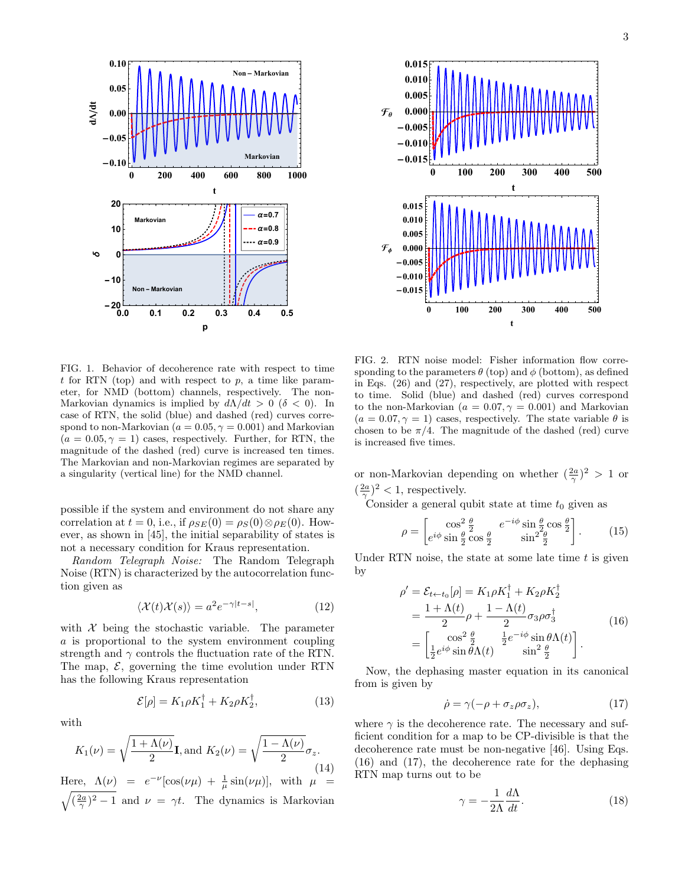FIG. 1. Behavior of decoherence rate with respect to time $t$ for RTN (top) and with respect to $p$, a time like parameter, for NMD (bottom) channels, respectively. The non-Markovian dynamics is implied by $d\Lambda/dt > 0$ ($\delta < 0$). In case of RTN, the solid (blue) and dashed (red) curves correspond to non-Markovian ($a = 0.05, \gamma = 0.001$) and Markovian ($a = 0.05, \gamma = 1$) cases, respectively. Further, for RTN, the magnitude of the dashed (red) curve is increased ten times. The Markovian and non-Markovian regimes are separated by a singularity (vertical line) for the NMD channel.

FIG. 2. RTN noise model: Fisher information flow corresponding to the parameters $\theta$ (top) and $\phi$ (bottom), as defined in Eqs. (26) and (27), respectively, are plotted with respect to time. Solid (blue) and dashed (red) curves correspond to the non-Markovian ($a = 0.07, \gamma = 0.001$) and Markovian ($a = 0.07, \gamma = 1$) cases, respectively. The state variable $\theta$ is chosen to be $\pi/4$. The magnitude of the dashed (red) curve is increased five times.

possible if the system and environment do not share any correlation at $t = 0$, i.e., if $\rho_{SE}(0) = \rho_S(0) \otimes \rho_E(0)$. However, as shown in [45], the initial separability of states is not a necessary condition for Kraus representation.

*Random Telegraph Noise:* The Random Telegraph Noise (RTN) is characterized by the autocorrelation function given as

$$\langle \mathcal{X}(t)\mathcal{X}(s)\rangle = a^2 e^{-\gamma|t-s|}, \tag{12}$$

with $\mathcal{X}$ being the stochastic variable. The parameter $a$ is proportional to the system environment coupling strength and $\gamma$ controls the fluctuation rate of the RTN. The map, $\mathcal{E}$, governing the time evolution under RTN has the following Kraus representation

$$\mathcal{E}[\rho] = K_1 \rho K_1^\dagger + K_2 \rho K_2^\dagger, \tag{13}$$

with

$$K_1(\nu) = \sqrt{\frac{1+\Lambda(\nu)}{2}}\mathbf{I}, \text{and } K_2(\nu) = \sqrt{\frac{1-\Lambda(\nu)}{2}}\sigma_z. \tag{14}$$

Here, $\Lambda(\nu) = e^{-\nu}[\cos(\nu\mu) + \frac{1}{\mu}\sin(\nu\mu)]$, with $\mu = \sqrt{(\frac{2a}{\gamma})^2 - 1}$ and $\nu = \gamma t$. The dynamics is Markovian or non-Markovian depending on whether $(\frac{2a}{\gamma})^2 > 1$ or $(\frac{2a}{\gamma})^2 < 1$, respectively.

Consider a general qubit state at time $t_0$ given as

$$\rho = \begin{bmatrix} \cos^2\frac{\theta}{2} & e^{-i\phi}\sin\frac{\theta}{2}\cos\frac{\theta}{2} \\ e^{i\phi}\sin\frac{\theta}{2}\cos\frac{\theta}{2} & \sin^2\frac{\theta}{2} \end{bmatrix}. \tag{15}$$

Under RTN noise, the state at some late time $t$ is given by

$$\begin{aligned} \rho' &= \mathcal{E}_{t\leftarrow t_0}[\rho] = K_1\rho K_1^\dagger + K_2\rho K_2^\dagger \\ &= \frac{1+\Lambda(t)}{2}\rho + \frac{1-\Lambda(t)}{2}\sigma_3\rho\sigma_3^\dagger \\ &= \begin{bmatrix} \cos^2\frac{\theta}{2} & \frac{1}{2}e^{-i\phi}\sin\theta\Lambda(t) \\ \frac{1}{2}e^{i\phi}\sin\theta\Lambda(t) & \sin^2\frac{\theta}{2} \end{bmatrix}. \end{aligned} \tag{16}$$

Now, the dephasing master equation in its canonical from is given by

$$\dot{\rho} = \gamma(-\rho + \sigma_z\rho\sigma_z), \tag{17}$$

where $\gamma$ is the decoherence rate. The necessary and sufficient condition for a map to be CP-divisible is that the decoherence rate must be non-negative [46]. Using Eqs. (16) and (17), the decoherence rate for the dephasing RTN map turns out to be

$$\gamma = -\frac{1}{2\Lambda}\frac{d\Lambda}{dt}. \tag{18}$$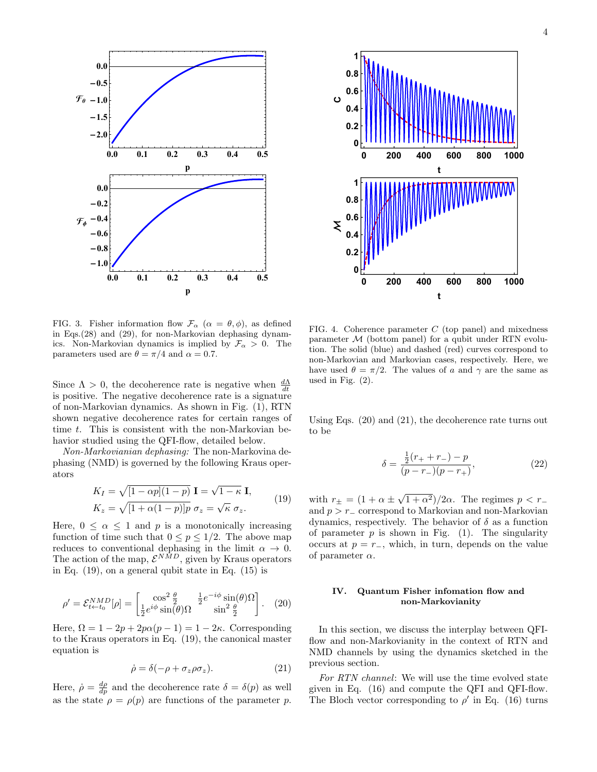FIG. 3. Fisher information flow $\mathcal{F}_\alpha$ ($\alpha = \theta, \phi$), as defined in Eqs.(28) and (29), for non-Markovian dephasing dynamics. Non-Markovian dynamics is implied by $\mathcal{F}_\alpha > 0$. The parameters used are $\theta = \pi/4$ and $\alpha = 0.7$.

FIG. 4. Coherence parameter $C$ (top panel) and mixedness parameter $\mathcal{M}$ (bottom panel) for a qubit under RTN evolution. The solid (blue) and dashed (red) curves correspond to non-Markovian and Markovian cases, respectively. Here, we have used $\theta = \pi/2$. The values of $a$ and $\gamma$ are the same as used in Fig. (2).

Since $\Lambda > 0$, the decoherence rate is negative when $\frac{d\Lambda}{dt}$ is positive. The negative decoherence rate is a signature of non-Markovian dynamics. As shown in Fig. (1), RTN shown negative decoherence rates for certain ranges of time $t$. This is consistent with the non-Markovian behavior studied using the QFI-flow, detailed below.

*Non-Markovianian dephasing:* The non-Markovina dephasing (NMD) is governed by the following Kraus operators

$$
\begin{aligned}
K_I &= \sqrt{[1-\alpha p](1-p)}\ \mathbf{I} = \sqrt{1-\kappa}\ \mathbf{I}, \\
K_z &= \sqrt{[1+\alpha(1-p)]p}\ \sigma_z = \sqrt{\kappa}\ \sigma_z.
\end{aligned} \tag{19}
$$

Here, $0 \leq \alpha \leq 1$ and $p$ is a monotonically increasing function of time such that $0 \leq p \leq 1/2$. The above map reduces to conventional dephasing in the limit $\alpha \to 0$. The action of the map, $\mathcal{E}^{NMD}$, given by Kraus operators in Eq. (19), on a general qubit state in Eq. (15) is

$$
\rho' = \mathcal{E}^{NMD}_{t\leftarrow t_0}[\rho] = \begin{bmatrix} \cos^2\frac{\theta}{2} & \frac{1}{2}e^{-i\phi}\sin(\theta)\Omega \\ \frac{1}{2}e^{i\phi}\sin(\theta)\Omega & \sin^2\frac{\theta}{2} \end{bmatrix}. \tag{20}
$$

Here, $\Omega = 1 - 2p + 2p\alpha(p-1) = 1 - 2\kappa$. Corresponding to the Kraus operators in Eq. (19), the canonical master equation is

$$
\dot{\rho} = \delta(-\rho + \sigma_z\rho\sigma_z). \tag{21}
$$

Here, $\dot{\rho} = \frac{d\rho}{dp}$ and the decoherence rate $\delta = \delta(p)$ as well as the state $\rho = \rho(p)$ are functions of the parameter $p$. Using Eqs. (20) and (21), the decoherence rate turns out to be

$$
\delta = \frac{\frac{1}{2}(r_+ + r_-) - p}{(p - r_-)(p - r_+)}, \tag{22}
$$

with $r_\pm = (1 + \alpha \pm \sqrt{1+\alpha^2})/2\alpha$. The regimes $p < r_-$ and $p > r_-$ correspond to Markovian and non-Markovian dynamics, respectively. The behavior of $\delta$ as a function of parameter $p$ is shown in Fig. (1). The singularity occurs at $p = r_-$, which, in turn, depends on the value of parameter $\alpha$.

## IV. Quantum Fisher infomation flow and non-Markovianity

In this section, we discuss the interplay between QFI-flow and non-Markovianity in the context of RTN and NMD channels by using the dynamics sketched in the previous section.

*For RTN channel*: We will use the time evolved state given in Eq. (16) and compute the QFI and QFI-flow. The Bloch vector corresponding to $\rho'$ in Eq. (16) turns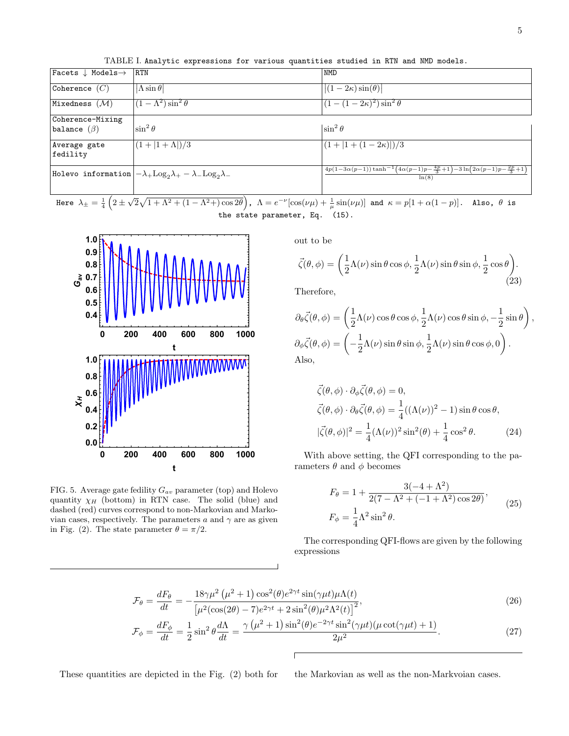TABLE I. Analytic expressions for various quantities studied in RTN and NMD models.

| Facets ↓ Models→ | RTN | NMD |
|---|---|---|
| Coherence ($C$) | $\lvert\Lambda \sin\theta\rvert$ | $\lvert(1-2\kappa)\sin(\theta)\rvert$ |
| Mixedness ($\mathcal{M}$) | $(1-\Lambda^2)\sin^2\theta$ | $(1-(1-2\kappa)^2)\sin^2\theta$ |
| Coherence-Mixing balance ($\beta$) | $\sin^2\theta$ | $\sin^2\theta$ |
| Average gate fedility | $(1+\lvert 1+\Lambda\rvert)/3$ | $(1+\lvert 1+(1-2\kappa)\rvert)/3$ |
| Holevo information | $-\lambda_+ \mathrm{Log}_2\lambda_+ - \lambda_- \mathrm{Log}_2\lambda_-$ | $\frac{4p(1-3\alpha(p-1))\tanh^{-1}\left(4\alpha(p-1)p-\frac{4p}{3}+1\right)-3\ln\left(2\alpha(p-1)p-\frac{2p}{3}+1\right)}{\ln(8)}$ |

Here $\lambda_{\pm} = \frac{1}{4}\left(2 \pm \sqrt{2}\sqrt{1+\Lambda^2+(1-\Lambda^2+)\cos 2\theta}\right)$, $\Lambda = e^{-\nu}[\cos(\nu\mu) + \frac{1}{\mu}\sin(\nu\mu)]$ and $\kappa = p[1+\alpha(1-p)]$. Also, $\theta$ is the state parameter, Eq. (15).

FIG. 5. Average gate fedility $G_{av}$ parameter (top) and Holevo quantity $\chi_H$ (bottom) in RTN case. The solid (blue) and dashed (red) curves correspond to non-Markovian and Markovian cases, respectively. The parameters $a$ and $\gamma$ are as given in Fig. (2). The state parameter $\theta = \pi/2$.

out to be

$$\vec{\zeta}(\theta,\phi) = \left(\frac{1}{2}\Lambda(\nu)\sin\theta\cos\phi, \frac{1}{2}\Lambda(\nu)\sin\theta\sin\phi, \frac{1}{2}\cos\theta\right). \tag{23}$$

Therefore,

$$\partial_\theta\vec{\zeta}(\theta,\phi) = \left(\frac{1}{2}\Lambda(\nu)\cos\theta\cos\phi, \frac{1}{2}\Lambda(\nu)\cos\theta\sin\phi, -\frac{1}{2}\sin\theta\right),$$
$$\partial_\phi\vec{\zeta}(\theta,\phi) = \left(-\frac{1}{2}\Lambda(\nu)\sin\theta\sin\phi, \frac{1}{2}\Lambda(\nu)\sin\theta\cos\phi, 0\right).$$

Also,

$$\begin{aligned}
&\vec{\zeta}(\theta,\phi)\cdot\partial_\phi\vec{\zeta}(\theta,\phi) = 0,\\
&\vec{\zeta}(\theta,\phi)\cdot\partial_\theta\vec{\zeta}(\theta,\phi) = \frac{1}{4}((\Lambda(\nu))^2-1)\sin\theta\cos\theta,\\
&|\vec{\zeta}(\theta,\phi)|^2 = \frac{1}{4}(\Lambda(\nu))^2\sin^2(\theta) + \frac{1}{4}\cos^2\theta.
\end{aligned} \tag{24}$$

With above setting, the QFI corresponding to the parameters $\theta$ and $\phi$ becomes

$$\begin{aligned}
F_\theta &= 1 + \frac{3(-4+\Lambda^2)}{2(7-\Lambda^2+(-1+\Lambda^2)\cos 2\theta)},\\
F_\phi &= \frac{1}{4}\Lambda^2\sin^2\theta.
\end{aligned} \tag{25}$$

The corresponding QFI-flows are given by the following expressions

$$\mathcal{F}_\theta = \frac{dF_\theta}{dt} = -\frac{18\gamma\mu^2\left(\mu^2+1\right)\cos^2(\theta)e^{2\gamma t}\sin(\gamma\mu t)\mu\Lambda(t)}{\left[\mu^2(\cos(2\theta)-7)e^{2\gamma t}+2\sin^2(\theta)\mu^2\Lambda^2(t)\right]^2}, \tag{26}$$

$$\mathcal{F}_\phi = \frac{dF_\phi}{dt} = \frac{1}{2}\sin^2\theta\frac{d\Lambda}{dt} = \frac{\gamma\left(\mu^2+1\right)\sin^2(\theta)e^{-2\gamma t}\sin^2(\gamma\mu t)(\mu\cot(\gamma\mu t)+1)}{2\mu^2}. \tag{27}$$

These quantities are depicted in the Fig. (2) both for the Markovian as well as the non-Markvoian cases.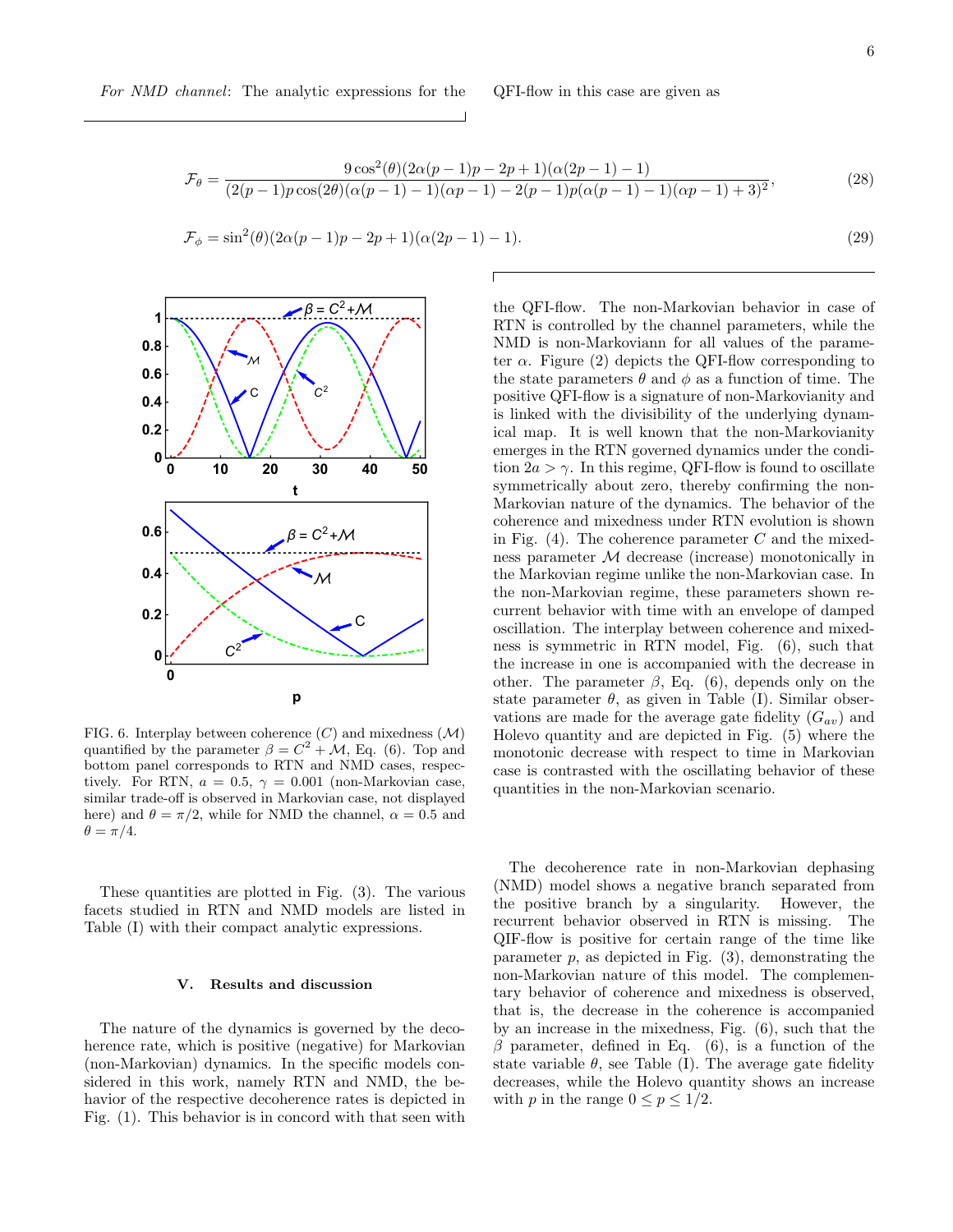*For NMD channel*: The analytic expressions for the QFI-flow in this case are given as

$$\mathcal{F}_\theta = \frac{9\cos^2(\theta)(2\alpha(p-1)p-2p+1)(\alpha(2p-1)-1)}{(2(p-1)p\cos(2\theta)(\alpha(p-1)-1)(\alpha p-1)-2(p-1)p(\alpha(p-1)-1)(\alpha p-1)+3)^2}, \tag{28}$$

$$\mathcal{F}_\phi = \sin^2(\theta)(2\alpha(p-1)p-2p+1)(\alpha(2p-1)-1). \tag{29}$$

These quantities are plotted in Fig. (3). The various facets studied in RTN and NMD models are listed in Table (I) with their compact analytic expressions.

FIG. 6. Interplay between coherence ($C$) and mixedness ($\mathcal{M}$) quantified by the parameter $\beta = C^2 + \mathcal{M}$, Eq. (6). Top and bottom panel corresponds to RTN and NMD cases, respectively. For RTN, $a = 0.5$, $\gamma = 0.001$ (non-Markovian case, similar trade-off is observed in Markovian case, not displayed here) and $\theta = \pi/2$, while for NMD the channel, $\alpha = 0.5$ and $\theta = \pi/4$.

## V. Results and discussion

The nature of the dynamics is governed by the decoherence rate, which is positive (negative) for Markovian (non-Markovian) dynamics. In the specific models considered in this work, namely RTN and NMD, the behavior of the respective decoherence rates is depicted in Fig. (1). This behavior is in concord with that seen with the QFI-flow. The non-Markovian behavior in case of RTN is controlled by the channel parameters, while the NMD is non-Markoviann for all values of the parameter $\alpha$. Figure (2) depicts the QFI-flow corresponding to the state parameters $\theta$ and $\phi$ as a function of time. The positive QFI-flow is a signature of non-Markovianity and is linked with the divisibility of the underlying dynamical map. It is well known that the non-Markovianity emerges in the RTN governed dynamics under the condition $2a > \gamma$. In this regime, QFI-flow is found to oscillate symmetrically about zero, thereby confirming the non-Markovian nature of the dynamics. The behavior of the coherence and mixedness under RTN evolution is shown in Fig. (4). The coherence parameter $C$ and the mixedness parameter $\mathcal{M}$ decrease (increase) monotonically in the Markovian regime unlike the non-Markovian case. In the non-Markovian regime, these parameters shown recurrent behavior with time with an envelope of damped oscillation. The interplay between coherence and mixedness is symmetric in RTN model, Fig. (6), such that the increase in one is accompanied with the decrease in other. The parameter $\beta$, Eq. (6), depends only on the state parameter $\theta$, as given in Table (I). Similar observations are made for the average gate fidelity ($G_{av}$) and Holevo quantity and are depicted in Fig. (5) where the monotonic decrease with respect to time in Markovian case is contrasted with the oscillating behavior of these quantities in the non-Markovian scenario.

The decoherence rate in non-Markovian dephasing (NMD) model shows a negative branch separated from the positive branch by a singularity. However, the recurrent behavior observed in RTN is missing. The QIF-flow is positive for certain range of the time like parameter $p$, as depicted in Fig. (3), demonstrating the non-Markovian nature of this model. The complementary behavior of coherence and mixedness is observed, that is, the decrease in the coherence is accompanied by an increase in the mixedness, Fig. (6), such that the $\beta$ parameter, defined in Eq. (6), is a function of the state variable $\theta$, see Table (I). The average gate fidelity decreases, while the Holevo quantity shows an increase with $p$ in the range $0 \leq p \leq 1/2$.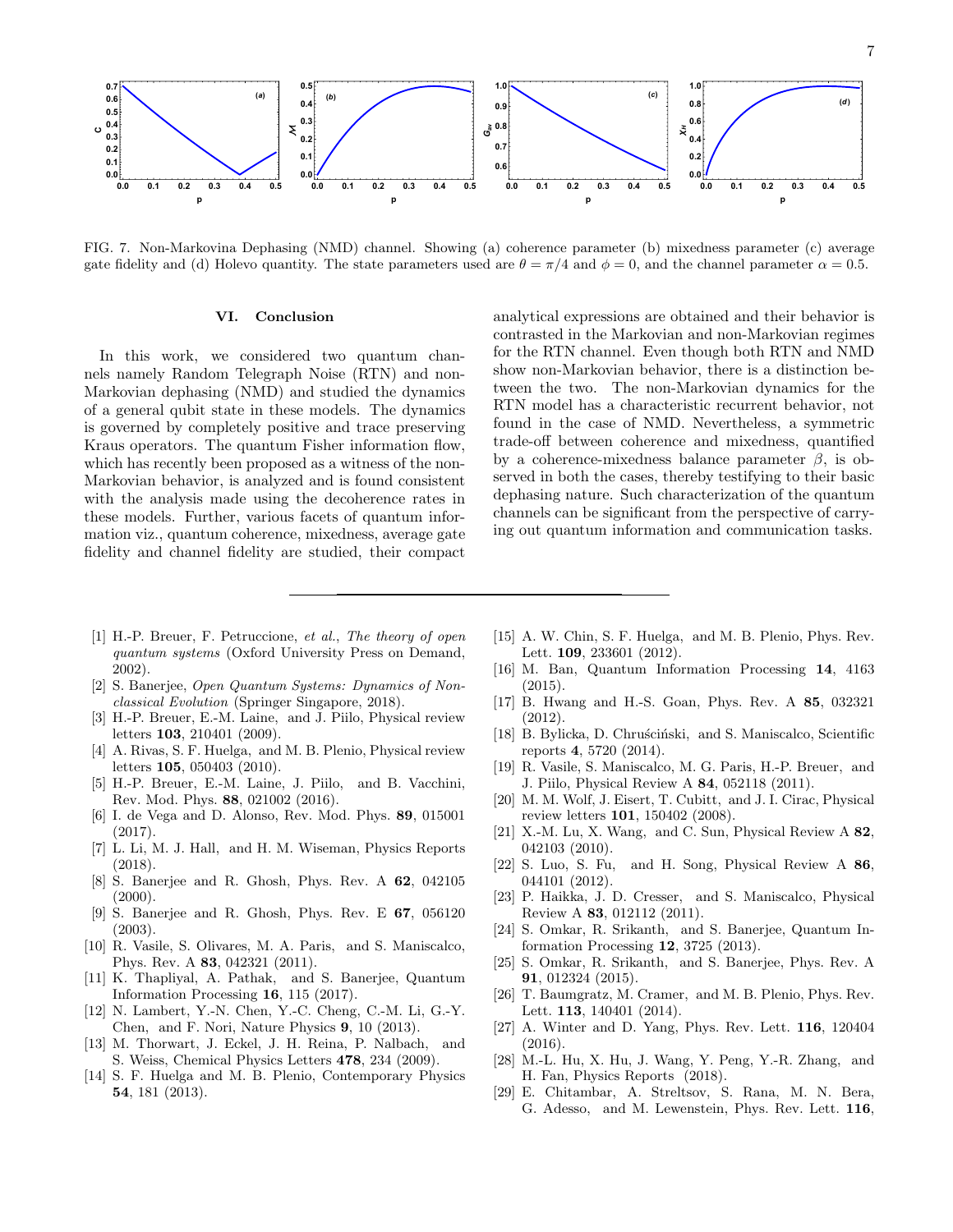FIG. 7. Non-Markovina Dephasing (NMD) channel. Showing (a) coherence parameter (b) mixedness parameter (c) average gate fidelity and (d) Holevo quantity. The state parameters used are $\theta = \pi/4$ and $\phi = 0$, and the channel parameter $\alpha = 0.5$.

## VI. Conclusion

In this work, we considered two quantum channels namely Random Telegraph Noise (RTN) and non-Markovian dephasing (NMD) and studied the dynamics of a general qubit state in these models. The dynamics is governed by completely positive and trace preserving Kraus operators. The quantum Fisher information flow, which has recently been proposed as a witness of the non-Markovian behavior, is analyzed and is found consistent with the analysis made using the decoherence rates in these models. Further, various facets of quantum information viz., quantum coherence, mixedness, average gate fidelity and channel fidelity are studied, their compact analytical expressions are obtained and their behavior is contrasted in the Markovian and non-Markovian regimes for the RTN channel. Even though both RTN and NMD show non-Markovian behavior, there is a distinction between the two. The non-Markovian dynamics for the RTN model has a characteristic recurrent behavior, not found in the case of NMD. Nevertheless, a symmetric trade-off between coherence and mixedness, quantified by a coherence-mixedness balance parameter $\beta$, is observed in both the cases, thereby testifying to their basic dephasing nature. Such characterization of the quantum channels can be significant from the perspective of carrying out quantum information and communication tasks.

---

[1] H.-P. Breuer, F. Petruccione, *et al.*, *The theory of open quantum systems* (Oxford University Press on Demand, 2002).

[2] S. Banerjee, *Open Quantum Systems: Dynamics of Nonclassical Evolution* (Springer Singapore, 2018).

[3] H.-P. Breuer, E.-M. Laine, and J. Piilo, Physical review letters **103**, 210401 (2009).

[4] A. Rivas, S. F. Huelga, and M. B. Plenio, Physical review letters **105**, 050403 (2010).

[5] H.-P. Breuer, E.-M. Laine, J. Piilo, and B. Vacchini, Rev. Mod. Phys. **88**, 021002 (2016).

[6] I. de Vega and D. Alonso, Rev. Mod. Phys. **89**, 015001 (2017).

[7] L. Li, M. J. Hall, and H. M. Wiseman, Physics Reports (2018).

[8] S. Banerjee and R. Ghosh, Phys. Rev. A **62**, 042105 (2000).

[9] S. Banerjee and R. Ghosh, Phys. Rev. E **67**, 056120 (2003).

[10] R. Vasile, S. Olivares, M. A. Paris, and S. Maniscalco, Phys. Rev. A **83**, 042321 (2011).

[11] K. Thapliyal, A. Pathak, and S. Banerjee, Quantum Information Processing **16**, 115 (2017).

[12] N. Lambert, Y.-N. Chen, Y.-C. Cheng, C.-M. Li, G.-Y. Chen, and F. Nori, Nature Physics **9**, 10 (2013).

[13] M. Thorwart, J. Eckel, J. H. Reina, P. Nalbach, and S. Weiss, Chemical Physics Letters **478**, 234 (2009).

[14] S. F. Huelga and M. B. Plenio, Contemporary Physics **54**, 181 (2013).

[15] A. W. Chin, S. F. Huelga, and M. B. Plenio, Phys. Rev. Lett. **109**, 233601 (2012).

[16] M. Ban, Quantum Information Processing **14**, 4163 (2015).

[17] B. Hwang and H.-S. Goan, Phys. Rev. A **85**, 032321 (2012).

[18] B. Bylicka, D. Chruściński, and S. Maniscalco, Scientific reports **4**, 5720 (2014).

[19] R. Vasile, S. Maniscalco, M. G. Paris, H.-P. Breuer, and J. Piilo, Physical Review A **84**, 052118 (2011).

[20] M. M. Wolf, J. Eisert, T. Cubitt, and J. I. Cirac, Physical review letters **101**, 150402 (2008).

[21] X.-M. Lu, X. Wang, and C. Sun, Physical Review A **82**, 042103 (2010).

[22] S. Luo, S. Fu, and H. Song, Physical Review A **86**, 044101 (2012).

[23] P. Haikka, J. D. Cresser, and S. Maniscalco, Physical Review A **83**, 012112 (2011).

[24] S. Omkar, R. Srikanth, and S. Banerjee, Quantum Information Processing **12**, 3725 (2013).

[25] S. Omkar, R. Srikanth, and S. Banerjee, Phys. Rev. A **91**, 012324 (2015).

[26] T. Baumgratz, M. Cramer, and M. B. Plenio, Phys. Rev. Lett. **113**, 140401 (2014).

[27] A. Winter and D. Yang, Phys. Rev. Lett. **116**, 120404 (2016).

[28] M.-L. Hu, X. Hu, J. Wang, Y. Peng, Y.-R. Zhang, and H. Fan, Physics Reports (2018).

[29] E. Chitambar, A. Streltsov, S. Rana, M. N. Bera, G. Adesso, and M. Lewenstein, Phys. Rev. Lett. **116**,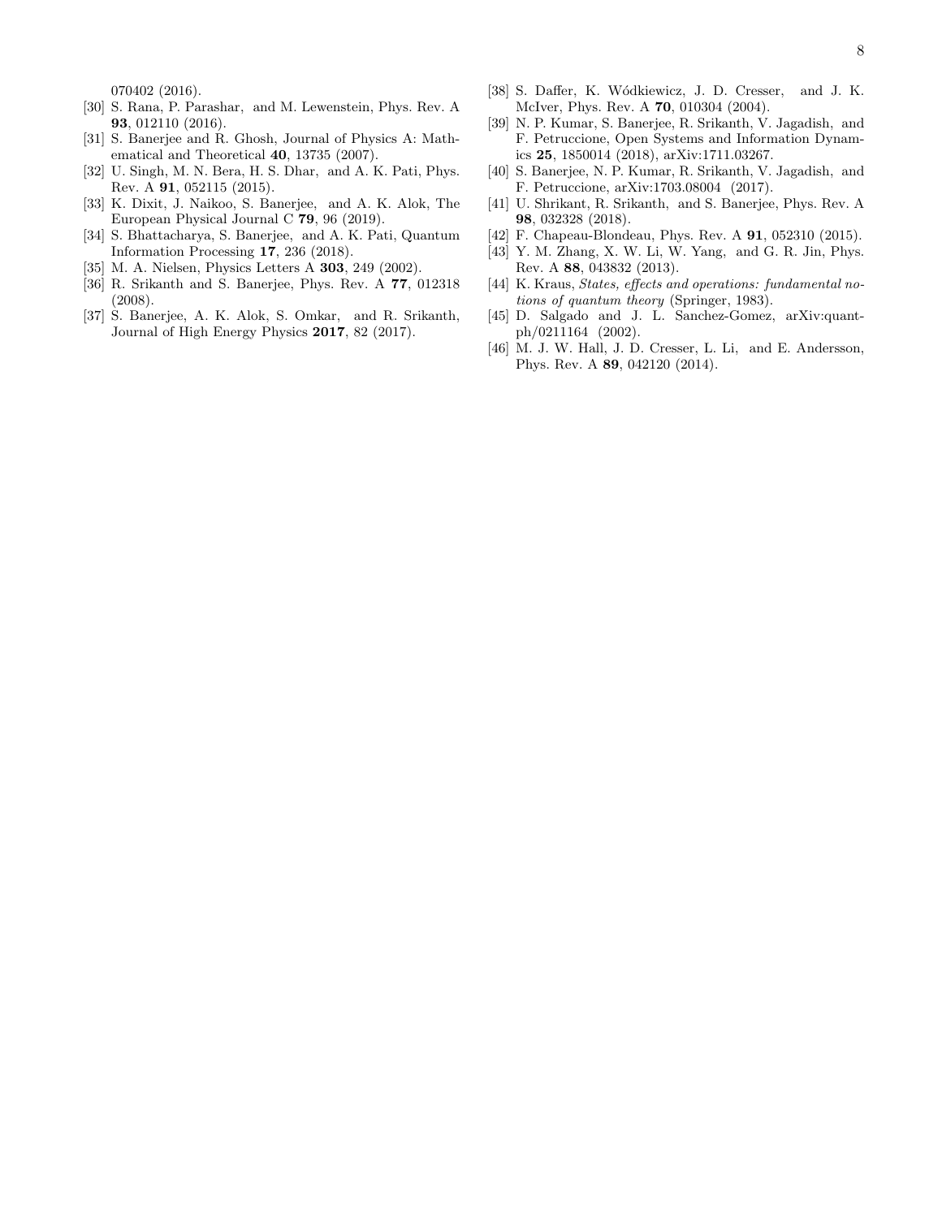070402 (2016).

[30] S. Rana, P. Parashar, and M. Lewenstein, Phys. Rev. A **93**, 012110 (2016).

[31] S. Banerjee and R. Ghosh, Journal of Physics A: Mathematical and Theoretical **40**, 13735 (2007).

[32] U. Singh, M. N. Bera, H. S. Dhar, and A. K. Pati, Phys. Rev. A **91**, 052115 (2015).

[33] K. Dixit, J. Naikoo, S. Banerjee, and A. K. Alok, The European Physical Journal C **79**, 96 (2019).

[34] S. Bhattacharya, S. Banerjee, and A. K. Pati, Quantum Information Processing **17**, 236 (2018).

[35] M. A. Nielsen, Physics Letters A **303**, 249 (2002).

[36] R. Srikanth and S. Banerjee, Phys. Rev. A **77**, 012318 (2008).

[37] S. Banerjee, A. K. Alok, S. Omkar, and R. Srikanth, Journal of High Energy Physics **2017**, 82 (2017).

[38] S. Daffer, K. Wódkiewicz, J. D. Cresser, and J. K. McIver, Phys. Rev. A **70**, 010304 (2004).

[39] N. P. Kumar, S. Banerjee, R. Srikanth, V. Jagadish, and F. Petruccione, Open Systems and Information Dynamics **25**, 1850014 (2018), arXiv:1711.03267.

[40] S. Banerjee, N. P. Kumar, R. Srikanth, V. Jagadish, and F. Petruccione, arXiv:1703.08004 (2017).

[41] U. Shrikant, R. Srikanth, and S. Banerjee, Phys. Rev. A **98**, 032328 (2018).

[42] F. Chapeau-Blondeau, Phys. Rev. A **91**, 052310 (2015).

[43] Y. M. Zhang, X. W. Li, W. Yang, and G. R. Jin, Phys. Rev. A **88**, 043832 (2013).

[44] K. Kraus, *States, effects and operations: fundamental notions of quantum theory* (Springer, 1983).

[45] D. Salgado and J. L. Sanchez-Gomez, arXiv:quant-ph/0211164 (2002).

[46] M. J. W. Hall, J. D. Cresser, L. Li, and E. Andersson, Phys. Rev. A **89**, 042120 (2014).